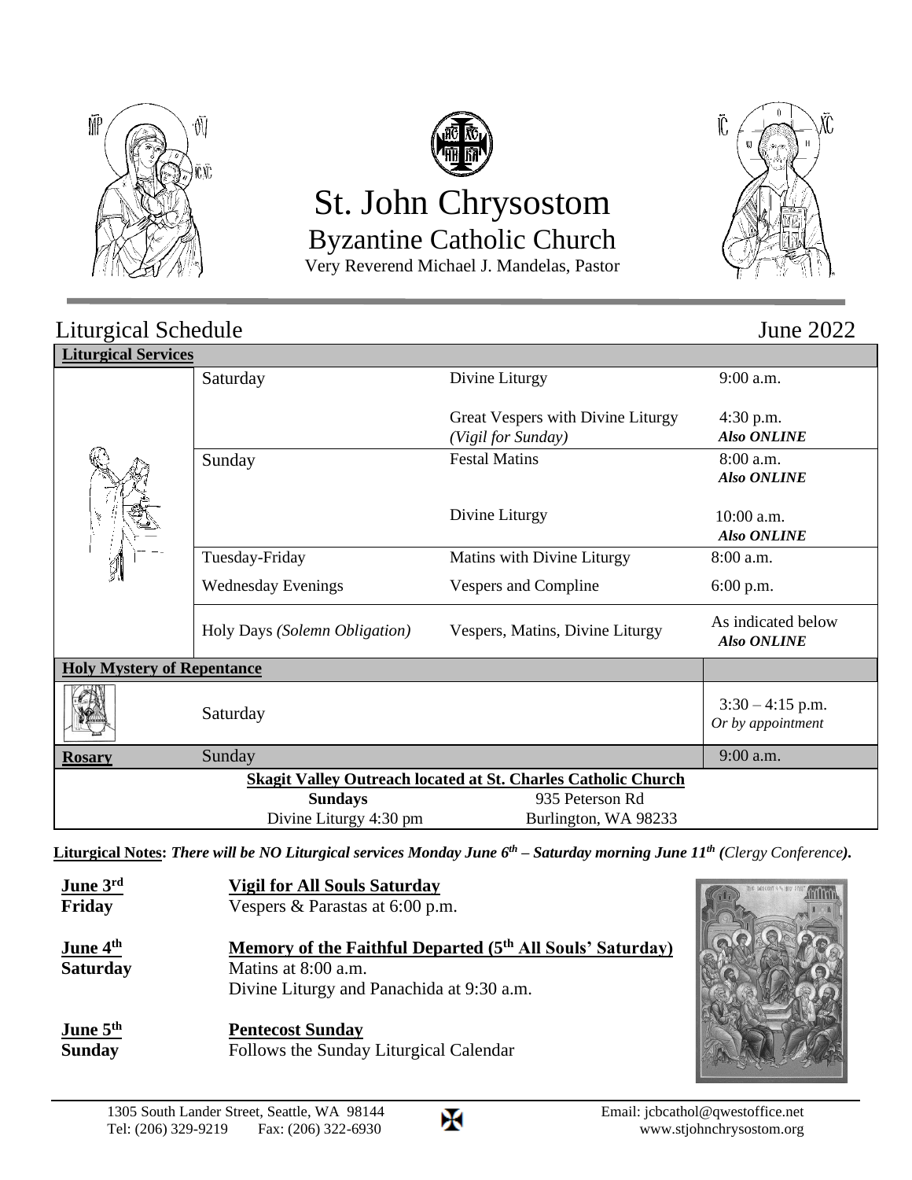# St. John Chrysostom

## Byzantine Catholic Church

Very Reverend Michael J. Mandelas, Pastor

## Liturgical Schedule — June 2022

| Liturgical Services | | | |
|---|---|---|---|
| | Saturday | Divine Liturgy | 9:00 a.m. |
| | | Great Vespers with Divine Liturgy *(Vigil for Sunday)* | 4:30 p.m. ***Also ONLINE*** |
| | Sunday | Festal Matins | 8:00 a.m. ***Also ONLINE*** |
| | | Divine Liturgy | 10:00 a.m. ***Also ONLINE*** |
| | Tuesday-Friday | Matins with Divine Liturgy | 8:00 a.m. |
| | Wednesday Evenings | Vespers and Compline | 6:00 p.m. |
| | Holy Days *(Solemn Obligation)* | Vespers, Matins, Divine Liturgy | As indicated below ***Also ONLINE*** |
| **Holy Mystery of Repentance** | | | |
| | Saturday | | 3:30 – 4:15 p.m. *Or by appointment* |
| **Rosary** | Sunday | | 9:00 a.m. |
| **Skagit Valley Outreach located at St. Charles Catholic Church** | | | |
| | **Sundays** | 935 Peterson Rd | |
| | Divine Liturgy 4:30 pm | Burlington, WA 98233 | |

**Liturgical Notes:** ***There will be NO Liturgical services Monday June 6th – Saturday morning June 11th (****Clergy Conference****).***

**June 3rd**
**Friday**
**Vigil for All Souls Saturday**
Vespers & Parastas at 6:00 p.m.

**June 4th**
**Saturday**
**Memory of the Faithful Departed (5th All Souls' Saturday)**
Matins at 8:00 a.m.
Divine Liturgy and Panachida at 9:30 a.m.

**June 5th**
**Sunday**
**Pentecost Sunday**
Follows the Sunday Liturgical Calendar

1305 South Lander Street, Seattle, WA 98144
Tel: (206) 329-9219 Fax: (206) 322-6930
Email: jcbcathol@qwestoffice.net
www.stjohnchrysostom.org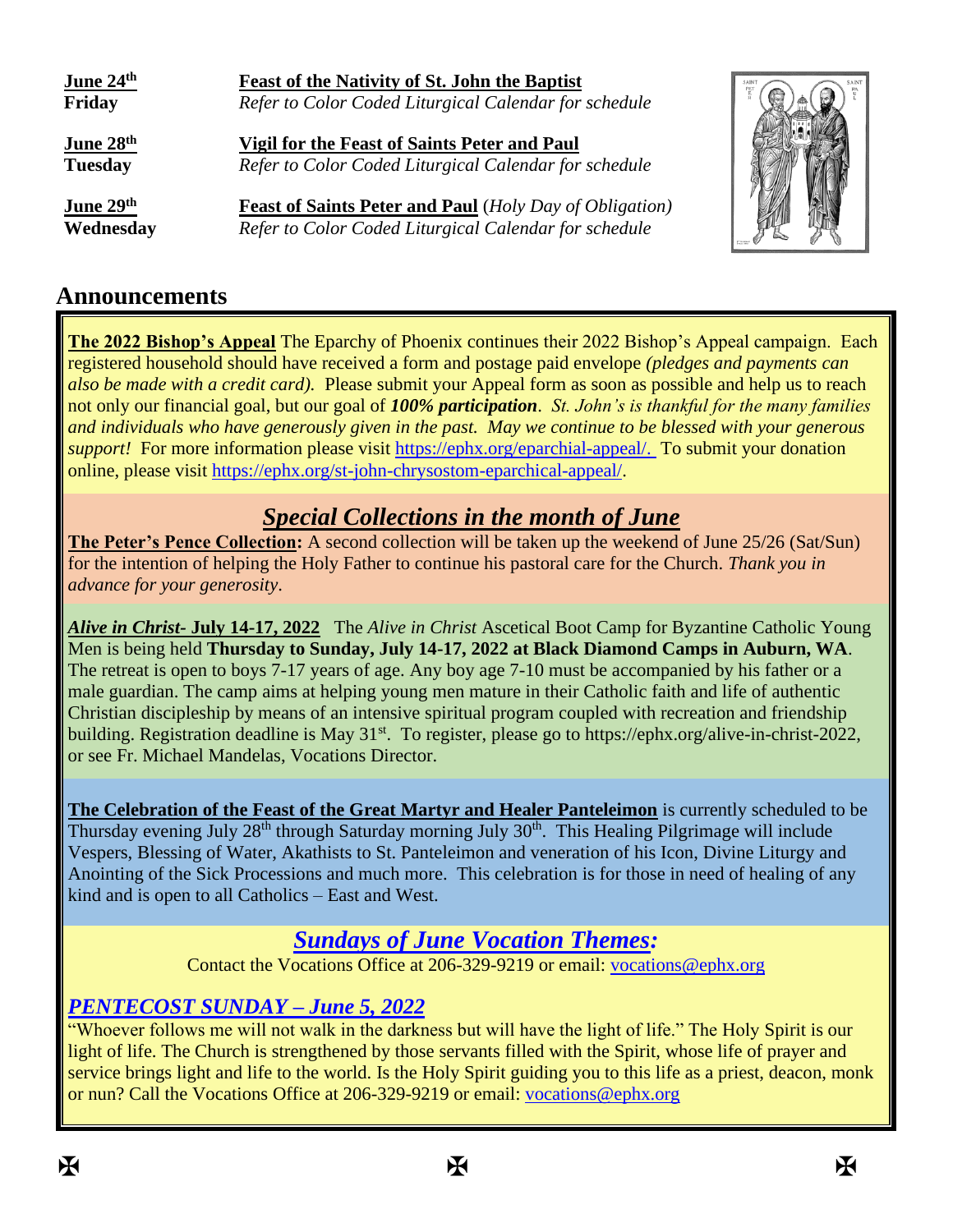**June 24th** **Friday** — **Feast of the Nativity of St. John the Baptist**
*Refer to Color Coded Liturgical Calendar for schedule*

**June 28th** **Tuesday** — **Vigil for the Feast of Saints Peter and Paul**
*Refer to Color Coded Liturgical Calendar for schedule*

**June 29th** **Wednesday** — **Feast of Saints Peter and Paul** (*Holy Day of Obligation)*
*Refer to Color Coded Liturgical Calendar for schedule*

## Announcements

**The 2022 Bishop's Appeal** The Eparchy of Phoenix continues their 2022 Bishop's Appeal campaign. Each registered household should have received a form and postage paid envelope *(pledges and payments can also be made with a credit card).* Please submit your Appeal form as soon as possible and help us to reach not only our financial goal, but our goal of ***100% participation***. *St. John's is thankful for the many families and individuals who have generously given in the past. May we continue to be blessed with your generous support!* For more information please visit https://ephx.org/eparchial-appeal/. To submit your donation online, please visit https://ephx.org/st-john-chrysostom-eparchical-appeal/.

### *Special Collections in the month of June*

**The Peter's Pence Collection:** A second collection will be taken up the weekend of June 25/26 (Sat/Sun) for the intention of helping the Holy Father to continue his pastoral care for the Church. *Thank you in advance for your generosity*.

***Alive in Christ*- July 14-17, 2022** The *Alive in Christ* Ascetical Boot Camp for Byzantine Catholic Young Men is being held **Thursday to Sunday, July 14-17, 2022 at Black Diamond Camps in Auburn, WA**. The retreat is open to boys 7-17 years of age. Any boy age 7-10 must be accompanied by his father or a male guardian. The camp aims at helping young men mature in their Catholic faith and life of authentic Christian discipleship by means of an intensive spiritual program coupled with recreation and friendship building. Registration deadline is May 31st. To register, please go to https://ephx.org/alive-in-christ-2022, or see Fr. Michael Mandelas, Vocations Director.

**The Celebration of the Feast of the Great Martyr and Healer Panteleimon** is currently scheduled to be Thursday evening July 28th through Saturday morning July 30th. This Healing Pilgrimage will include Vespers, Blessing of Water, Akathists to St. Panteleimon and veneration of his Icon, Divine Liturgy and Anointing of the Sick Processions and much more. This celebration is for those in need of healing of any kind and is open to all Catholics – East and West.

### *Sundays of June Vocation Themes:*

Contact the Vocations Office at 206-329-9219 or email: vocations@ephx.org

### *PENTECOST SUNDAY – June 5, 2022*

"Whoever follows me will not walk in the darkness but will have the light of life." The Holy Spirit is our light of life. The Church is strengthened by those servants filled with the Spirit, whose life of prayer and service brings light and life to the world. Is the Holy Spirit guiding you to this life as a priest, deacon, monk or nun? Call the Vocations Office at 206-329-9219 or email: vocations@ephx.org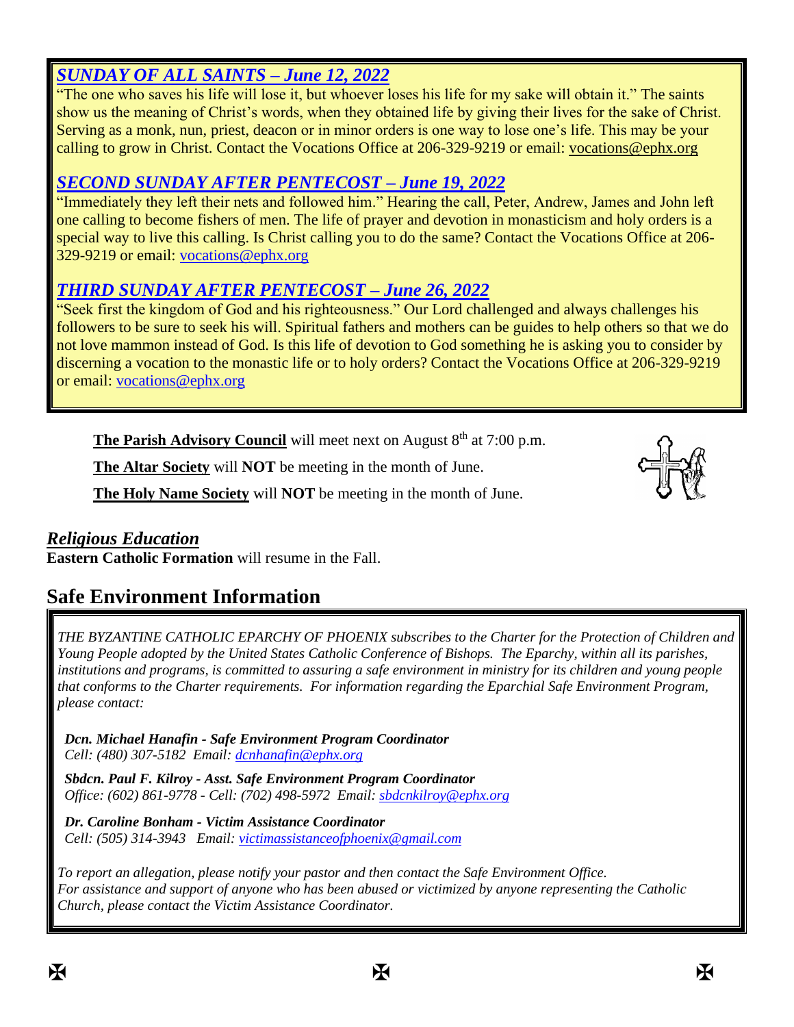## *SUNDAY OF ALL SAINTS – June 12, 2022*

"The one who saves his life will lose it, but whoever loses his life for my sake will obtain it." The saints show us the meaning of Christ's words, when they obtained life by giving their lives for the sake of Christ. Serving as a monk, nun, priest, deacon or in minor orders is one way to lose one's life. This may be your calling to grow in Christ. Contact the Vocations Office at 206-329-9219 or email: vocations@ephx.org

## *SECOND SUNDAY AFTER PENTECOST – June 19, 2022*

"Immediately they left their nets and followed him." Hearing the call, Peter, Andrew, James and John left one calling to become fishers of men. The life of prayer and devotion in monasticism and holy orders is a special way to live this calling. Is Christ calling you to do the same? Contact the Vocations Office at 206-329-9219 or email: vocations@ephx.org

## *THIRD SUNDAY AFTER PENTECOST – June 26, 2022*

"Seek first the kingdom of God and his righteousness." Our Lord challenged and always challenges his followers to be sure to seek his will. Spiritual fathers and mothers can be guides to help others so that we do not love mammon instead of God. Is this life of devotion to God something he is asking you to consider by discerning a vocation to the monastic life or to holy orders? Contact the Vocations Office at 206-329-9219 or email: vocations@ephx.org

**The Parish Advisory Council** will meet next on August 8th at 7:00 p.m.

**The Altar Society** will **NOT** be meeting in the month of June.

**The Holy Name Society** will **NOT** be meeting in the month of June.

### *Religious Education*

**Eastern Catholic Formation** will resume in the Fall.

## Safe Environment Information

*THE BYZANTINE CATHOLIC EPARCHY OF PHOENIX subscribes to the Charter for the Protection of Children and Young People adopted by the United States Catholic Conference of Bishops. The Eparchy, within all its parishes, institutions and programs, is committed to assuring a safe environment in ministry for its children and young people that conforms to the Charter requirements. For information regarding the Eparchial Safe Environment Program, please contact:*

***Dcn. Michael Hanafin - Safe Environment Program Coordinator***
*Cell: (480) 307-5182 Email: dcnhanafin@ephx.org*

***Sbdcn. Paul F. Kilroy - Asst. Safe Environment Program Coordinator***
*Office: (602) 861-9778 - Cell: (702) 498-5972 Email: sbdcnkilroy@ephx.org*

***Dr. Caroline Bonham - Victim Assistance Coordinator***
*Cell: (505) 314-3943 Email: victimassistanceofphoenix@gmail.com*

*To report an allegation, please notify your pastor and then contact the Safe Environment Office.*
*For assistance and support of anyone who has been abused or victimized by anyone representing the Catholic Church, please contact the Victim Assistance Coordinator.*